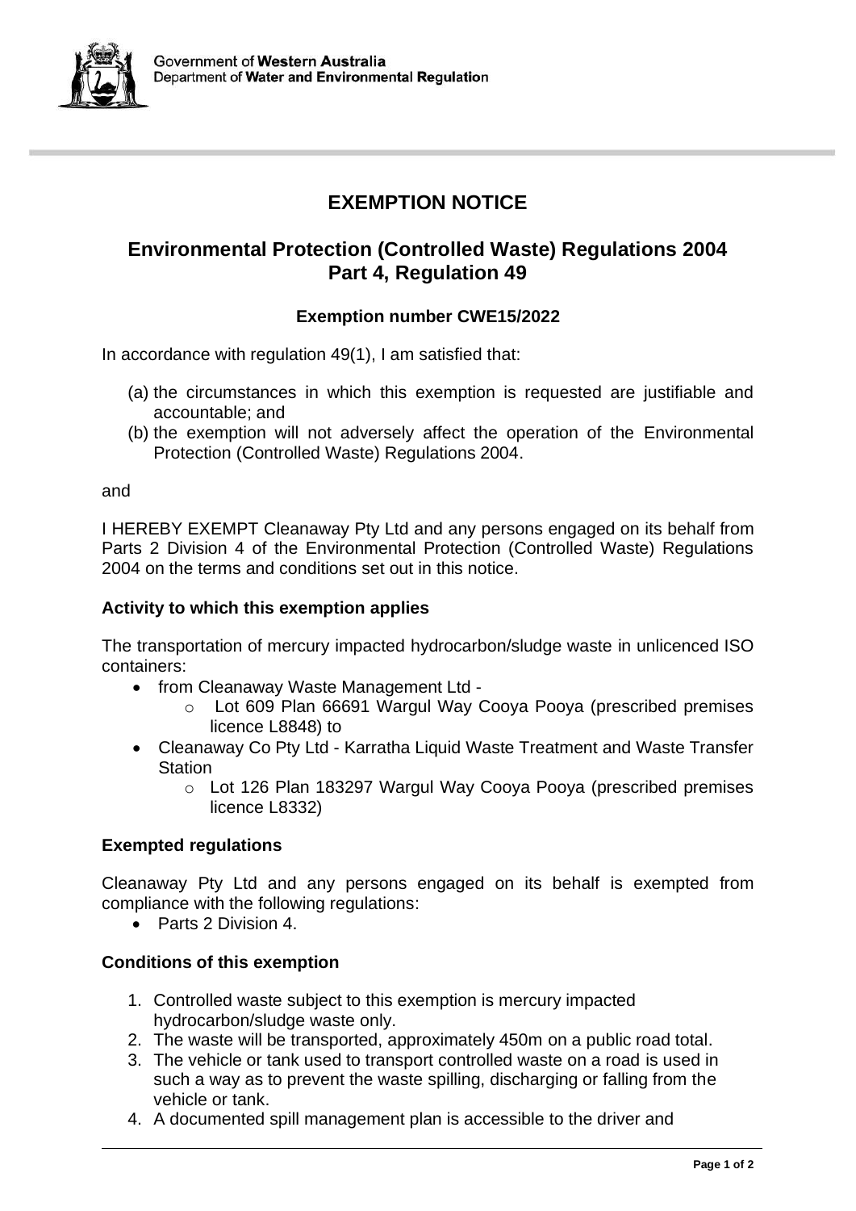Government of **Western Australia**
Department of **Water and Environmental Regulation**

# EXEMPTION NOTICE

## Environmental Protection (Controlled Waste) Regulations 2004 Part 4, Regulation 49

### Exemption number CWE15/2022

In accordance with regulation 49(1), I am satisfied that:

(a) the circumstances in which this exemption is requested are justifiable and accountable; and
(b) the exemption will not adversely affect the operation of the Environmental Protection (Controlled Waste) Regulations 2004.

and

I HEREBY EXEMPT Cleanaway Pty Ltd and any persons engaged on its behalf from Parts 2 Division 4 of the Environmental Protection (Controlled Waste) Regulations 2004 on the terms and conditions set out in this notice.

**Activity to which this exemption applies**

The transportation of mercury impacted hydrocarbon/sludge waste in unlicenced ISO containers:

- from Cleanaway Waste Management Ltd -
    - Lot 609 Plan 66691 Wargul Way Cooya Pooya (prescribed premises licence L8848) to
- Cleanaway Co Pty Ltd - Karratha Liquid Waste Treatment and Waste Transfer Station
    - Lot 126 Plan 183297 Wargul Way Cooya Pooya (prescribed premises licence L8332)

**Exempted regulations**

Cleanaway Pty Ltd and any persons engaged on its behalf is exempted from compliance with the following regulations:

- Parts 2 Division 4.

**Conditions of this exemption**

1. Controlled waste subject to this exemption is mercury impacted hydrocarbon/sludge waste only.
2. The waste will be transported, approximately 450m on a public road total.
3. The vehicle or tank used to transport controlled waste on a road is used in such a way as to prevent the waste spilling, discharging or falling from the vehicle or tank.
4. A documented spill management plan is accessible to the driver and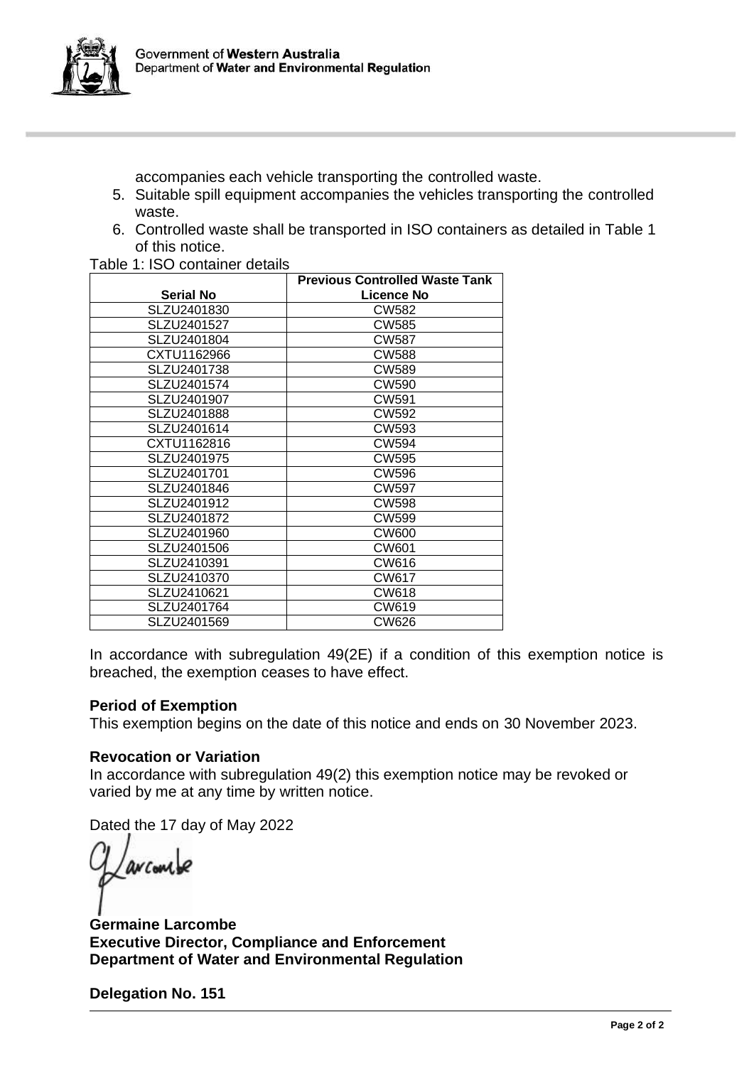accompanies each vehicle transporting the controlled waste.

5. Suitable spill equipment accompanies the vehicles transporting the controlled waste.
6. Controlled waste shall be transported in ISO containers as detailed in Table 1 of this notice.

Table 1: ISO container details

| Serial No | Previous Controlled Waste Tank Licence No |
|---|---|
| SLZU2401830 | CW582 |
| SLZU2401527 | CW585 |
| SLZU2401804 | CW587 |
| CXTU1162966 | CW588 |
| SLZU2401738 | CW589 |
| SLZU2401574 | CW590 |
| SLZU2401907 | CW591 |
| SLZU2401888 | CW592 |
| SLZU2401614 | CW593 |
| CXTU1162816 | CW594 |
| SLZU2401975 | CW595 |
| SLZU2401701 | CW596 |
| SLZU2401846 | CW597 |
| SLZU2401912 | CW598 |
| SLZU2401872 | CW599 |
| SLZU2401960 | CW600 |
| SLZU2401506 | CW601 |
| SLZU2410391 | CW616 |
| SLZU2410370 | CW617 |
| SLZU2410621 | CW618 |
| SLZU2401764 | CW619 |
| SLZU2401569 | CW626 |

In accordance with subregulation 49(2E) if a condition of this exemption notice is breached, the exemption ceases to have effect.

**Period of Exemption**

This exemption begins on the date of this notice and ends on 30 November 2023.

**Revocation or Variation**

In accordance with subregulation 49(2) this exemption notice may be revoked or varied by me at any time by written notice.

Dated the 17 day of May 2022

**Germaine Larcombe**
**Executive Director, Compliance and Enforcement**
**Department of Water and Environmental Regulation**

**Delegation No. 151**